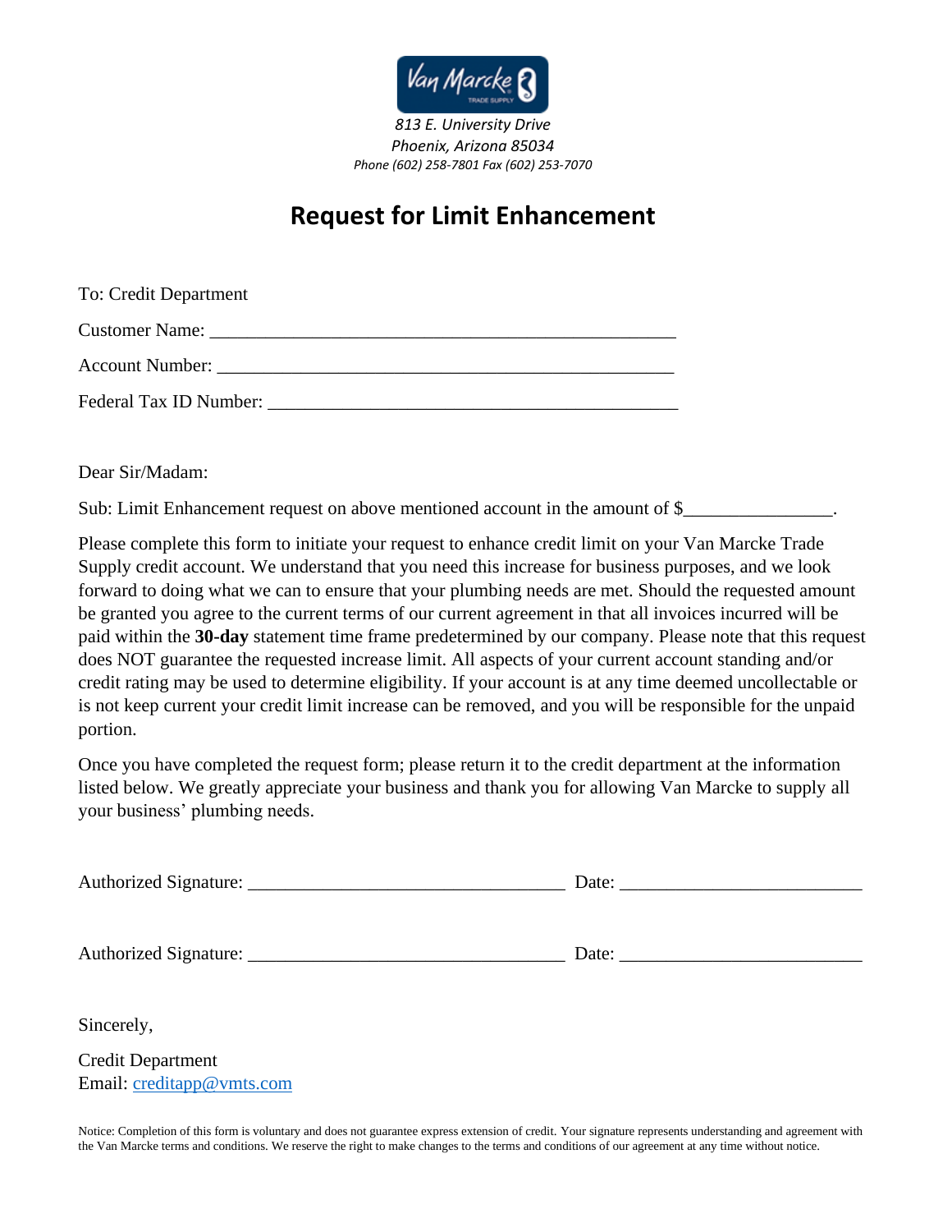*813 E. University Drive*
*Phoenix, Arizona 85034*
*Phone (602) 258-7801 Fax (602) 253-7070*

# Request for Limit Enhancement

To: Credit Department

Customer Name: ______________________________________________

Account Number: ______________________________________________

Federal Tax ID Number: ________________________________________

Dear Sir/Madam:

Sub: Limit Enhancement request on above mentioned account in the amount of $_______________.

Please complete this form to initiate your request to enhance credit limit on your Van Marcke Trade Supply credit account. We understand that you need this increase for business purposes, and we look forward to doing what we can to ensure that your plumbing needs are met. Should the requested amount be granted you agree to the current terms of our current agreement in that all invoices incurred will be paid within the **30-day** statement time frame predetermined by our company. Please note that this request does NOT guarantee the requested increase limit. All aspects of your current account standing and/or credit rating may be used to determine eligibility. If your account is at any time deemed uncollectable or is not keep current your credit limit increase can be removed, and you will be responsible for the unpaid portion.

Once you have completed the request form; please return it to the credit department at the information listed below. We greatly appreciate your business and thank you for allowing Van Marcke to supply all your business' plumbing needs.

Authorized Signature: ______________________________ Date: ______________________

Authorized Signature: ______________________________ Date: ______________________

Sincerely,

Credit Department
Email: creditapp@vmts.com

Notice: Completion of this form is voluntary and does not guarantee express extension of credit. Your signature represents understanding and agreement with the Van Marcke terms and conditions. We reserve the right to make changes to the terms and conditions of our agreement at any time without notice.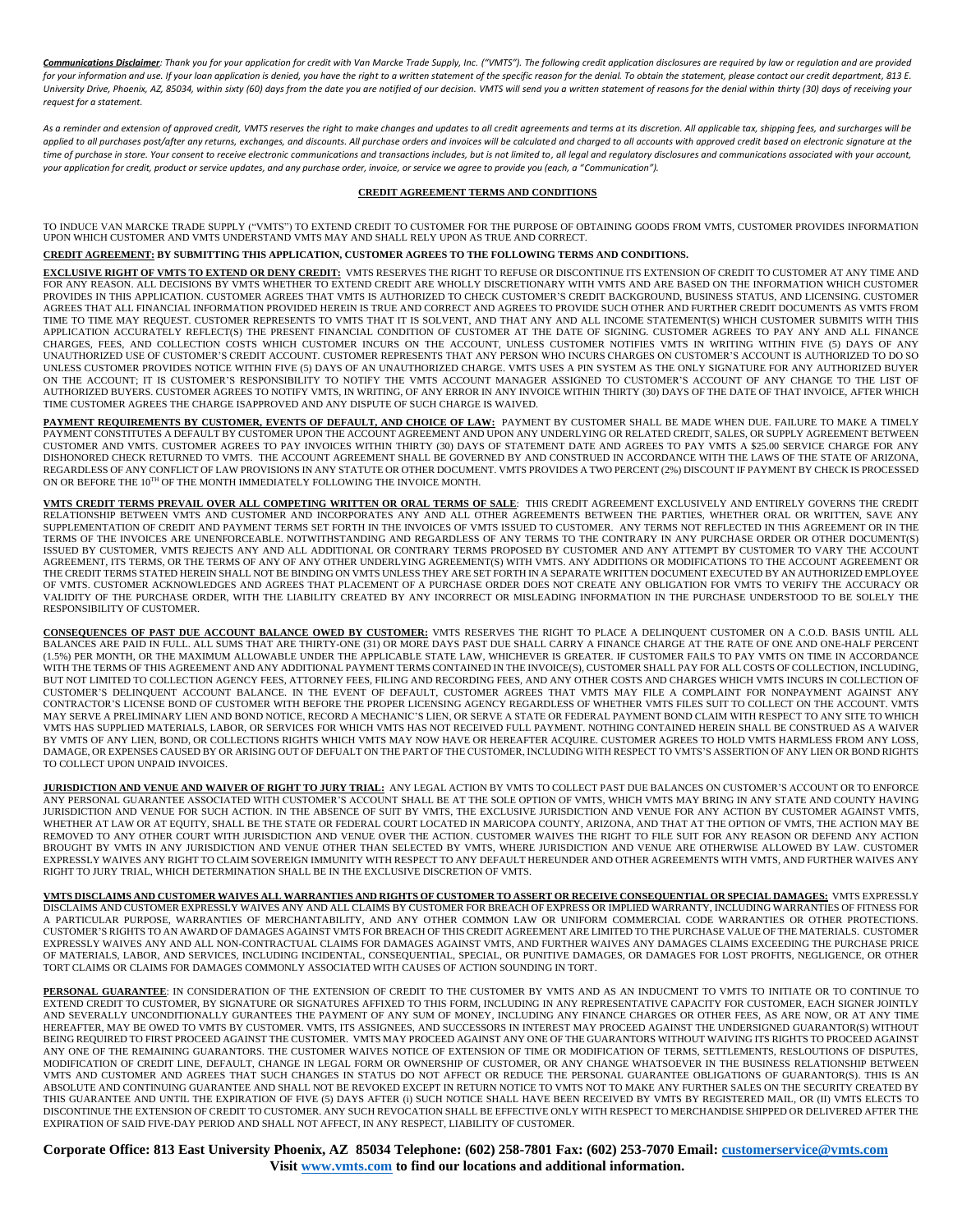***Communications Disclaimer***: *Thank you for your application for credit with Van Marcke Trade Supply, Inc. ("VMTS"). The following credit application disclosures are required by law or regulation and are provided for your information and use. If your loan application is denied, you have the right to a written statement of the specific reason for the denial. To obtain the statement, please contact our credit department, 813 E. University Drive, Phoenix, AZ, 85034, within sixty (60) days from the date you are notified of our decision. VMTS will send you a written statement of reasons for the denial within thirty (30) days of receiving your request for a statement.*

*As a reminder and extension of approved credit, VMTS reserves the right to make changes and updates to all credit agreements and terms at its discretion. All applicable tax, shipping fees, and surcharges will be applied to all purchases post/after any returns, exchanges, and discounts. All purchase orders and invoices will be calculated and charged to all accounts with approved credit based on electronic signature at the time of purchase in store. Your consent to receive electronic communications and transactions includes, but is not limited to, all legal and regulatory disclosures and communications associated with your account, your application for credit, product or service updates, and any purchase order, invoice, or service we agree to provide you (each, a "Communication").*

## CREDIT AGREEMENT TERMS AND CONDITIONS

TO INDUCE VAN MARCKE TRADE SUPPLY ("VMTS") TO EXTEND CREDIT TO CUSTOMER FOR THE PURPOSE OF OBTAINING GOODS FROM VMTS, CUSTOMER PROVIDES INFORMATION UPON WHICH CUSTOMER AND VMTS UNDERSTAND VMTS MAY AND SHALL RELY UPON AS TRUE AND CORRECT.

**CREDIT AGREEMENT: BY SUBMITTING THIS APPLICATION, CUSTOMER AGREES TO THE FOLLOWING TERMS AND CONDITIONS.**

**EXCLUSIVE RIGHT OF VMTS TO EXTEND OR DENY CREDIT:** VMTS RESERVES THE RIGHT TO REFUSE OR DISCONTINUE ITS EXTENSION OF CREDIT TO CUSTOMER AT ANY TIME AND FOR ANY REASON. ALL DECISIONS BY VMTS WHETHER TO EXTEND CREDIT ARE WHOLLY DISCRETIONARY WITH VMTS AND ARE BASED ON THE INFORMATION WHICH CUSTOMER PROVIDES IN THIS APPLICATION. CUSTOMER AGREES THAT VMTS IS AUTHORIZED TO CHECK CUSTOMER'S CREDIT BACKGROUND, BUSINESS STATUS, AND LICENSING. CUSTOMER AGREES THAT ALL FINANCIAL INFORMATION PROVIDED HEREIN IS TRUE AND CORRECT AND AGREES TO PROVIDE SUCH OTHER AND FURTHER CREDIT DOCUMENTS AS VMTS FROM TIME TO TIME MAY REQUEST. CUSTOMER REPRESENTS TO VMTS THAT IT IS SOLVENT, AND THAT ANY AND ALL INCOME STATEMENT(S) WHICH CUSTOMER SUBMITS WITH THIS APPLICATION ACCURATELY REFLECT(S) THE PRESENT FINANCIAL CONDITION OF CUSTOMER AT THE DATE OF SIGNING. CUSTOMER AGREES TO PAY ANY AND ALL FINANCE CHARGES, FEES, AND COLLECTION COSTS WHICH CUSTOMER INCURS ON THE ACCOUNT, UNLESS CUSTOMER NOTIFIES VMTS IN WRITING WITHIN FIVE (5) DAYS OF ANY UNAUTHORIZED USE OF CUSTOMER'S CREDIT ACCOUNT. CUSTOMER REPRESENTS THAT ANY PERSON WHO INCURS CHARGES ON CUSTOMER'S ACCOUNT IS AUTHORIZED TO DO SO UNLESS CUSTOMER PROVIDES NOTICE WITHIN FIVE (5) DAYS OF AN UNAUTHORIZED CHARGE. VMTS USES A PIN SYSTEM AS THE ONLY SIGNATURE FOR ANY AUTHORIZED BUYER ON THE ACCOUNT; IT IS CUSTOMER'S RESPONSIBILITY TO NOTIFY THE VMTS ACCOUNT MANAGER ASSIGNED TO CUSTOMER'S ACCOUNT OF ANY CHANGE TO THE LIST OF AUTHORIZED BUYERS. CUSTOMER AGREES TO NOTIFY VMTS, IN WRITING, OF ANY ERROR IN ANY INVOICE WITHIN THIRTY (30) DAYS OF THE DATE OF THAT INVOICE, AFTER WHICH TIME CUSTOMER AGREES THE CHARGE ISAPPROVED AND ANY DISPUTE OF SUCH CHARGE IS WAIVED.

**PAYMENT REQUIREMENTS BY CUSTOMER, EVENTS OF DEFAULT, AND CHOICE OF LAW:** PAYMENT BY CUSTOMER SHALL BE MADE WHEN DUE. FAILURE TO MAKE A TIMELY PAYMENT CONSTITUTES A DEFAULT BY CUSTOMER UPON THE ACCOUNT AGREEMENT AND UPON ANY UNDERLYING OR RELATED CREDIT, SALES, OR SUPPLY AGREEMENT BETWEEN CUSTOMER AND VMTS. CUSTOMER AGREES TO PAY INVOICES WITHIN THIRTY (30) DAYS OF STATEMENT DATE AND AGREES TO PAY VMTS A $25.00 SERVICE CHARGE FOR ANY DISHONORED CHECK RETURNED TO VMTS. THE ACCOUNT AGREEMENT SHALL BE GOVERNED BY AND CONSTRUED IN ACCORDANCE WITH THE LAWS OF THE STATE OF ARIZONA, REGARDLESS OF ANY CONFLICT OF LAW PROVISIONS IN ANY STATUTE OR OTHER DOCUMENT. VMTS PROVIDES A TWO PERCENT (2%) DISCOUNT IF PAYMENT BY CHECK IS PROCESSED ON OR BEFORE THE 10TH OF THE MONTH IMMEDIATELY FOLLOWING THE INVOICE MONTH.

**VMTS CREDIT TERMS PREVAIL OVER ALL COMPETING WRITTEN OR ORAL TERMS OF SALE**: THIS CREDIT AGREEMENT EXCLUSIVELY AND ENTIRELY GOVERNS THE CREDIT RELATIONSHIP BETWEEN VMTS AND CUSTOMER AND INCORPORATES ANY AND ALL OTHER AGREEMENTS BETWEEN THE PARTIES, WHETHER ORAL OR WRITTEN, SAVE ANY SUPPLEMENTATION OF CREDIT AND PAYMENT TERMS SET FORTH IN THE INVOICES OF VMTS ISSUED TO CUSTOMER. ANY TERMS NOT REFLECTED IN THIS AGREEMENT OR IN THE TERMS OF THE INVOICES ARE UNENFORCEABLE. NOTWITHSTANDING AND REGARDLESS OF ANY TERMS TO THE CONTRARY IN ANY PURCHASE ORDER OR OTHER DOCUMENT(S) ISSUED BY CUSTOMER, VMTS REJECTS ANY AND ALL ADDITIONAL OR CONTRARY TERMS PROPOSED BY CUSTOMER AND ANY ATTEMPT BY CUSTOMER TO VARY THE ACCOUNT AGREEMENT, ITS TERMS, OR THE TERMS OF ANY OF ANY OTHER UNDERLYING AGREEMENT(S) WITH VMTS. ANY ADDITIONS OR MODIFICATIONS TO THE ACCOUNT AGREEMENT OR THE CREDIT TERMS STATED HEREIN SHALL NOT BE BINDING ON VMTS UNLESS THEY ARE SET FORTH IN A SEPARATE WRITTEN DOCUMENT EXECUTED BY AN AUTHORIZED EMPLOYEE OF VMTS. CUSTOMER ACKNOWLEDGES AND AGREES THAT PLACEMENT OF A PURCHASE ORDER DOES NOT CREATE ANY OBLIGATION FOR VMTS TO VERIFY THE ACCURACY OR VALIDITY OF THE PURCHASE ORDER, WITH THE LIABILITY CREATED BY ANY INCORRECT OR MISLEADING INFORMATION IN THE PURCHASE UNDERSTOOD TO BE SOLELY THE RESPONSIBILITY OF CUSTOMER.

**CONSEQUENCES OF PAST DUE ACCOUNT BALANCE OWED BY CUSTOMER:** VMTS RESERVES THE RIGHT TO PLACE A DELINQUENT CUSTOMER ON A C.O.D. BASIS UNTIL ALL BALANCES ARE PAID IN FULL. ALL SUMS THAT ARE THIRTY-ONE (31) OR MORE DAYS PAST DUE SHALL CARRY A FINANCE CHARGE AT THE RATE OF ONE AND ONE-HALF PERCENT (1.5%) PER MONTH, OR THE MAXIMUM ALLOWABLE UNDER THE APPLICABLE STATE LAW, WHICHEVER IS GREATER. IF CUSTOMER FAILS TO PAY VMTS ON TIME IN ACCORDANCE WITH THE TERMS OF THIS AGREEMENT AND ANY ADDITIONAL PAYMENT TERMS CONTAINED IN THE INVOICE(S), CUSTOMER SHALL PAY FOR ALL COSTS OF COLLECTION, INCLUDING, BUT NOT LIMITED TO COLLECTION AGENCY FEES, ATTORNEY FEES, FILING AND RECORDING FEES, AND ANY OTHER COSTS AND CHARGES WHICH VMTS INCURS IN COLLECTION OF CUSTOMER'S DELINQUENT ACCOUNT BALANCE. IN THE EVENT OF DEFAULT, CUSTOMER AGREES THAT VMTS MAY FILE A COMPLAINT FOR NONPAYMENT AGAINST ANY CONTRACTOR'S LICENSE BOND OF CUSTOMER WITH BEFORE THE PROPER LICENSING AGENCY REGARDLESS OF WHETHER VMTS FILES SUIT TO COLLECT ON THE ACCOUNT. VMTS MAY SERVE A PRELIMINARY LIEN AND BOND NOTICE, RECORD A MECHANIC'S LIEN, OR SERVE A STATE OR FEDERAL PAYMENT BOND CLAIM WITH RESPECT TO ANY SITE TO WHICH VMTS HAS SUPPLIED MATERIALS, LABOR, OR SERVICES FOR WHICH VMTS HAS NOT RECEIVED FULL PAYMENT. NOTHING CONTAINED HEREIN SHALL BE CONSTRUED AS A WAIVER BY VMTS OF ANY LIEN, BOND, OR COLLECTIONS RIGHTS WHICH VMTS MAY NOW HAVE OR HEREAFTER ACQUIRE. CUSTOMER AGREES TO HOLD VMTS HARMLESS FROM ANY LOSS, DAMAGE, OR EXPENSES CAUSED BY OR ARISING OUT OF DEFUALT ON THE PART OF THE CUSTOMER, INCLUDING WITH RESPECT TO VMTS'S ASSERTION OF ANY LIEN OR BOND RIGHTS TO COLLECT UPON UNPAID INVOICES.

**JURISDICTION AND VENUE AND WAIVER OF RIGHT TO JURY TRIAL:** ANY LEGAL ACTION BY VMTS TO COLLECT PAST DUE BALANCES ON CUSTOMER'S ACCOUNT OR TO ENFORCE ANY PERSONAL GUARANTEE ASSOCIATED WITH CUSTOMER'S ACCOUNT SHALL BE AT THE SOLE OPTION OF VMTS, WHICH VMTS MAY BRING IN ANY STATE AND COUNTY HAVING JURISDICTION AND VENUE FOR SUCH ACTION. IN THE ABSENCE OF SUIT BY VMTS, THE EXCLUSIVE JURISDICTION AND VENUE FOR ANY ACTION BY CUSTOMER AGAINST VMTS, WHETHER AT LAW OR AT EQUITY, SHALL BE THE STATE OR FEDERAL COURT LOCATED IN MARICOPA COUNTY, ARIZONA, AND THAT AT THE OPTION OF VMTS, THE ACTION MAY BE REMOVED TO ANY OTHER COURT WITH JURISDICTION AND VENUE OVER THE ACTION. CUSTOMER WAIVES THE RIGHT TO FILE SUIT FOR ANY REASON OR DEFEND ANY ACTION BROUGHT BY VMTS IN ANY JURISDICTION AND VENUE OTHER THAN SELECTED BY VMTS, WHERE JURISDICTION AND VENUE ARE OTHERWISE ALLOWED BY LAW. CUSTOMER EXPRESSLY WAIVES ANY RIGHT TO CLAIM SOVEREIGN IMMUNITY WITH RESPECT TO ANY DEFAULT HEREUNDER AND OTHER AGREEMENTS WITH VMTS, AND FURTHER WAIVES ANY RIGHT TO JURY TRIAL, WHICH DETERMINATION SHALL BE IN THE EXCLUSIVE DISCRETION OF VMTS.

**VMTS DISCLAIMS AND CUSTOMER WAIVES ALL WARRANTIES AND RIGHTS OF CUSTOMER TO ASSERT OR RECEIVE CONSEQUENTIAL OR SPECIAL DAMAGES:** VMTS EXPRESSLY DISCLAIMS AND CUSTOMER EXPRESSLY WAIVES ANY AND ALL CLAIMS BY CUSTOMER FOR BREACH OF EXPRESS OR IMPLIED WARRANTY, INCLUDING WARRANTIES OF FITNESS FOR A PARTICULAR PURPOSE, WARRANTIES OF MERCHANTABILITY, AND ANY OTHER COMMON LAW OR UNIFORM COMMERCIAL CODE WARRANTIES OR OTHER PROTECTIONS. CUSTOMER'S RIGHTS TO AN AWARD OF DAMAGES AGAINST VMTS FOR BREACH OF THIS CREDIT AGREEMENT ARE LIMITED TO THE PURCHASE VALUE OF THE MATERIALS. CUSTOMER EXPRESSLY WAIVES ANY AND ALL NON-CONTRACTUAL CLAIMS FOR DAMAGES AGAINST VMTS, AND FURTHER WAIVES ANY DAMAGES CLAIMS EXCEEDING THE PURCHASE PRICE OF MATERIALS, LABOR, AND SERVICES, INCLUDING INCIDENTAL, CONSEQUENTIAL, SPECIAL, OR PUNITIVE DAMAGES, OR DAMAGES FOR LOST PROFITS, NEGLIGENCE, OR OTHER TORT CLAIMS OR CLAIMS FOR DAMAGES COMMONLY ASSOCIATED WITH CAUSES OF ACTION SOUNDING IN TORT.

**PERSONAL GUARANTEE**: IN CONSIDERATION OF THE EXTENSION OF CREDIT TO THE CUSTOMER BY VMTS AND AS AN INDUCMENT TO VMTS TO INITIATE OR TO CONTINUE TO EXTEND CREDIT TO CUSTOMER, BY SIGNATURE OR SIGNATURES AFFIXED TO THIS FORM, INCLUDING IN ANY REPRESENTATIVE CAPACITY FOR CUSTOMER, EACH SIGNER JOINTLY AND SEVERALLY UNCONDITIONALLY GURANTEES THE PAYMENT OF ANY SUM OF MONEY, INCLUDING ANY FINANCE CHARGES OR OTHER FEES, AS ARE NOW, OR AT ANY TIME HEREAFTER, MAY BE OWED TO VMTS BY CUSTOMER. VMTS, ITS ASSIGNEES, AND SUCCESSORS IN INTEREST MAY PROCEED AGAINST THE UNDERSIGNED GUARANTOR(S) WITHOUT BEING REQUIRED TO FIRST PROCEED AGAINST THE CUSTOMER. VMTS MAY PROCEED AGAINST ANY ONE OF THE GUARANTORS WITHOUT WAIVING ITS RIGHTS TO PROCEED AGAINST ANY ONE OF THE REMAINING GUARANTORS. THE CUSTOMER WAIVES NOTICE OF EXTENSION OF TIME OR MODIFICATION OF TERMS, SETTLEMENTS, RESLOUTIONS OF DISPUTES, MODIFICATION OF CREDIT LINE, DEFAULT, CHANGE IN LEGAL FORM OR OWNERSHIP OF CUSTOMER, OR ANY CHANGE WHATSOEVER IN THE BUSINESS RELATIONSHIP BETWEEN VMTS AND CUSTOMER AND AGREES THAT SUCH CHANGES IN STATUS DO NOT AFFECT OR REDUCE THE PERSONAL GUARANTEE OBLIGATIONS OF GUARANTOR(S). THIS IS AN ABSOLUTE AND CONTINUING GUARANTEE AND SHALL NOT BE REVOKED EXCEPT IN RETURN NOTICE TO VMTS NOT TO MAKE ANY FURTHER SALES ON THE SECURITY CREATED BY THIS GUARANTEE AND UNTIL THE EXPIRATION OF FIVE (5) DAYS AFTER (i) SUCH NOTICE SHALL HAVE BEEN RECEIVED BY VMTS BY REGISTERED MAIL, OR (II) VMTS ELECTS TO DISCONTINUE THE EXTENSION OF CREDIT TO CUSTOMER. ANY SUCH REVOCATION SHALL BE EFFECTIVE ONLY WITH RESPECT TO MERCHANDISE SHIPPED OR DELIVERED AFTER THE EXPIRATION OF SAID FIVE-DAY PERIOD AND SHALL NOT AFFECT, IN ANY RESPECT, LIABILITY OF CUSTOMER.

**Corporate Office: 813 East University Phoenix, AZ 85034 Telephone: (602) 258-7801 Fax: (602) 253-7070 Email: customerservice@vmts.com**
**Visit www.vmts.com to find our locations and additional information.**